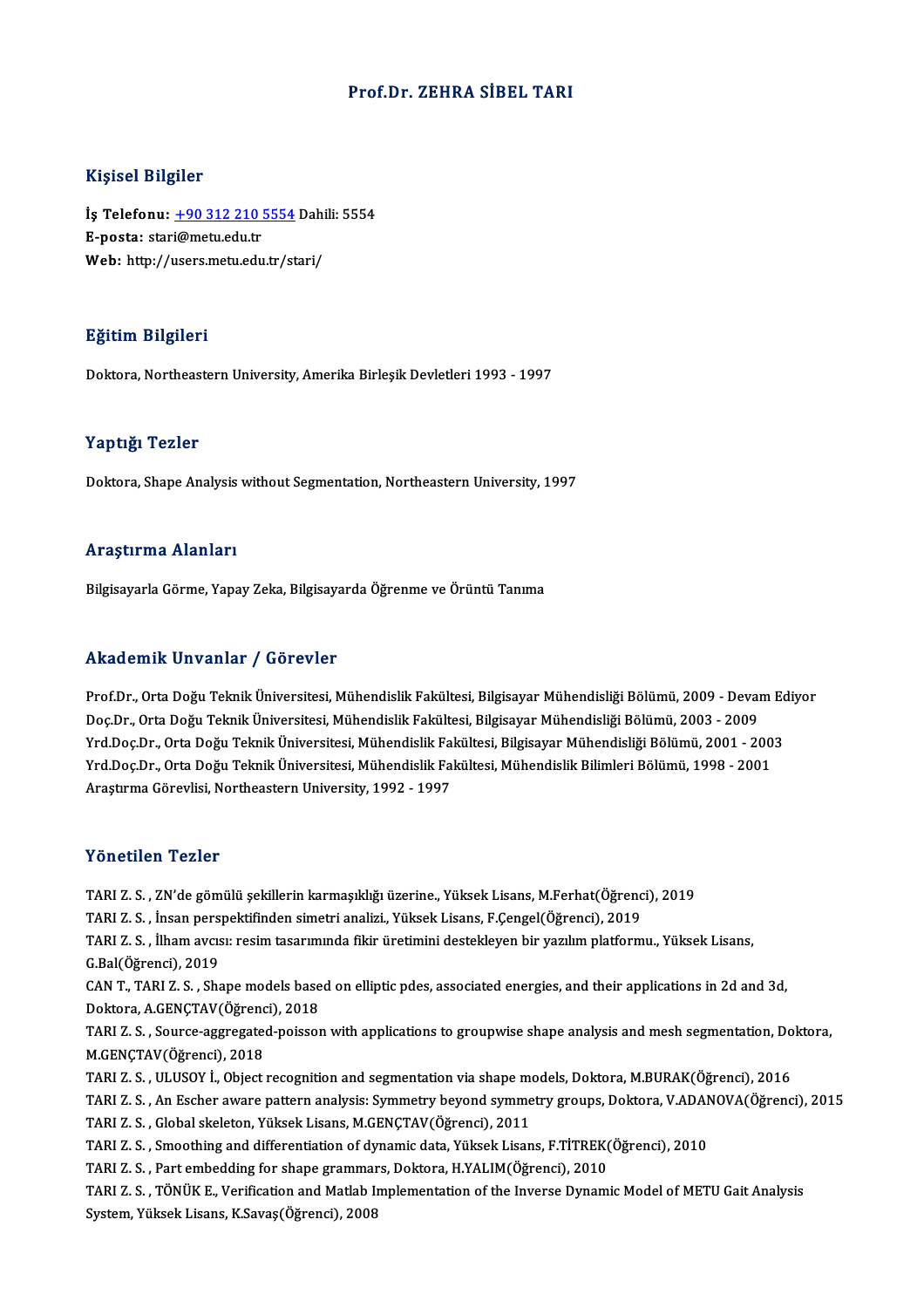# Prof.Dr. ZEHRA SİBEL TARI

## Kişisel Bilgiler

**İş Telefonu:** +90 312 210 5554 Dahili: 5554
**E-posta:** stari@metu.edu.tr
**Web:** http://users.metu.edu.tr/stari/

## Eğitim Bilgileri

Doktora, Northeastern University, Amerika Birleşik Devletleri 1993 - 1997

## Yaptığı Tezler

Doktora, Shape Analysis without Segmentation, Northeastern University, 1997

## Araştırma Alanları

Bilgisayarla Görme, Yapay Zeka, Bilgisayarda Öğrenme ve Örüntü Tanıma

## Akademik Unvanlar / Görevler

Prof.Dr., Orta Doğu Teknik Üniversitesi, Mühendislik Fakültesi, Bilgisayar Mühendisliği Bölümü, 2009 - Devam Ediyor
Doç.Dr., Orta Doğu Teknik Üniversitesi, Mühendislik Fakültesi, Bilgisayar Mühendisliği Bölümü, 2003 - 2009
Yrd.Doç.Dr., Orta Doğu Teknik Üniversitesi, Mühendislik Fakültesi, Bilgisayar Mühendisliği Bölümü, 2001 - 2003
Yrd.Doç.Dr., Orta Doğu Teknik Üniversitesi, Mühendislik Fakültesi, Mühendislik Bilimleri Bölümü, 1998 - 2001
Araştırma Görevlisi, Northeastern University, 1992 - 1997

## Yönetilen Tezler

TARI Z. S. , ZN'de gömülü şekillerin karmaşıklığı üzerine., Yüksek Lisans, M.Ferhat(Öğrenci), 2019
TARI Z. S. , İnsan perspektifinden simetri analizi., Yüksek Lisans, F.Çengel(Öğrenci), 2019
TARI Z. S. , İlham avcısı: resim tasarımında fikir üretimini destekleyen bir yazılım platformu., Yüksek Lisans, G.Bal(Öğrenci), 2019
CAN T., TARI Z. S. , Shape models based on elliptic pdes, associated energies, and their applications in 2d and 3d, Doktora, A.GENÇTAV(Öğrenci), 2018
TARI Z. S. , Source-aggregated-poisson with applications to groupwise shape analysis and mesh segmentation, Doktora, M.GENÇTAV(Öğrenci), 2018
TARI Z. S. , ULUSOY İ., Object recognition and segmentation via shape models, Doktora, M.BURAK(Öğrenci), 2016
TARI Z. S. , An Escher aware pattern analysis: Symmetry beyond symmetry groups, Doktora, V.ADANOVA(Öğrenci), 2015
TARI Z. S. , Global skeleton, Yüksek Lisans, M.GENÇTAV(Öğrenci), 2011
TARI Z. S. , Smoothing and differentiation of dynamic data, Yüksek Lisans, F.TİTREK(Öğrenci), 2010
TARI Z. S. , Part embedding for shape grammars, Doktora, H.YALIM(Öğrenci), 2010
TARI Z. S. , TÖNÜK E., Verification and Matlab Implementation of the Inverse Dynamic Model of METU Gait Analysis System, Yüksek Lisans, K.Savaş(Öğrenci), 2008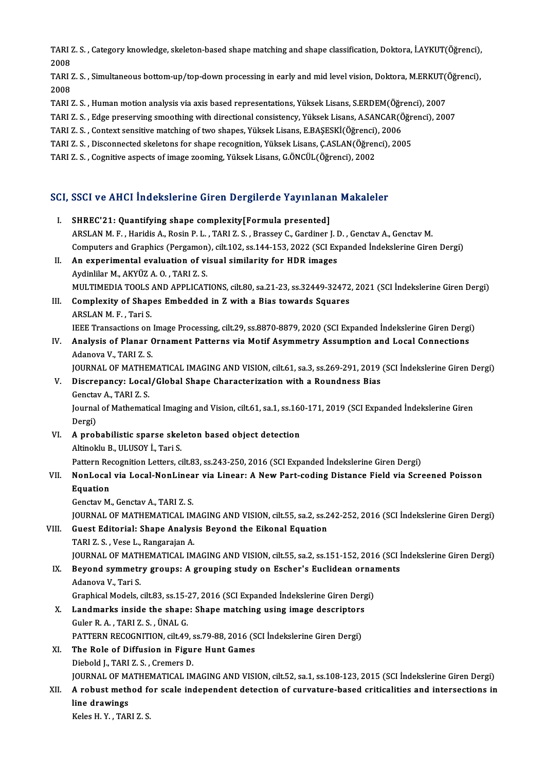TARI Z. S. , Category knowledge, skeleton-based shape matching and shape classification, Doktora, İ.AYKUT(Öğrenci), 2008

TARI Z. S. , Simultaneous bottom-up/top-down processing in early and mid level vision, Doktora, M.ERKUT(Öğrenci), 2008

TARI Z. S. , Human motion analysis via axis based representations, Yüksek Lisans, S.ERDEM(Öğrenci), 2007

TARI Z. S. , Edge preserving smoothing with directional consistency, Yüksek Lisans, A.SANCAR(Öğrenci), 2007

TARI Z. S. , Context sensitive matching of two shapes, Yüksek Lisans, E.BAŞESKİ(Öğrenci), 2006

TARI Z. S. , Disconnected skeletons for shape recognition, Yüksek Lisans, Ç.ASLAN(Öğrenci), 2005

TARI Z. S. , Cognitive aspects of image zooming, Yüksek Lisans, G.ÖNCÜL(Öğrenci), 2002

## SCI, SSCI ve AHCI İndekslerine Giren Dergilerde Yayınlanan Makaleler

I. **SHREC'21: Quantifying shape complexity[Formula presented]**
ARSLAN M. F. , Haridis A., Rosin P. L. , TARI Z. S. , Brassey C., Gardiner J. D. , Genctav A., Genctav M.
Computers and Graphics (Pergamon), cilt.102, ss.144-153, 2022 (SCI Expanded İndekslerine Giren Dergi)

II. **An experimental evaluation of visual similarity for HDR images**
Aydinlilar M., AKYÜZ A. O. , TARI Z. S.
MULTIMEDIA TOOLS AND APPLICATIONS, cilt.80, sa.21-23, ss.32449-32472, 2021 (SCI İndekslerine Giren Dergi)

III. **Complexity of Shapes Embedded in Z with a Bias towards Squares**
ARSLAN M. F. , Tari S.
IEEE Transactions on Image Processing, cilt.29, ss.8870-8879, 2020 (SCI Expanded İndekslerine Giren Dergi)

IV. **Analysis of Planar Ornament Patterns via Motif Asymmetry Assumption and Local Connections**
Adanova V., TARI Z. S.
JOURNAL OF MATHEMATICAL IMAGING AND VISION, cilt.61, sa.3, ss.269-291, 2019 (SCI İndekslerine Giren Dergi)

V. **Discrepancy: Local/Global Shape Characterization with a Roundness Bias**
Genctav A., TARI Z. S.
Journal of Mathematical Imaging and Vision, cilt.61, sa.1, ss.160-171, 2019 (SCI Expanded İndekslerine Giren Dergi)

VI. **A probabilistic sparse skeleton based object detection**
Altinoklu B., ULUSOY İ., Tari S.
Pattern Recognition Letters, cilt.83, ss.243-250, 2016 (SCI Expanded İndekslerine Giren Dergi)

VII. **NonLocal via Local-NonLinear via Linear: A New Part-coding Distance Field via Screened Poisson Equation**
Genctav M., Genctav A., TARI Z. S.
JOURNAL OF MATHEMATICAL IMAGING AND VISION, cilt.55, sa.2, ss.242-252, 2016 (SCI İndekslerine Giren Dergi)

VIII. **Guest Editorial: Shape Analysis Beyond the Eikonal Equation**
TARI Z. S. , Vese L., Rangarajan A.
JOURNAL OF MATHEMATICAL IMAGING AND VISION, cilt.55, sa.2, ss.151-152, 2016 (SCI İndekslerine Giren Dergi)

IX. **Beyond symmetry groups: A grouping study on Escher's Euclidean ornaments**
Adanova V., Tari S.
Graphical Models, cilt.83, ss.15-27, 2016 (SCI Expanded İndekslerine Giren Dergi)

X. **Landmarks inside the shape: Shape matching using image descriptors**
Guler R. A. , TARI Z. S. , ÜNAL G.
PATTERN RECOGNITION, cilt.49, ss.79-88, 2016 (SCI İndekslerine Giren Dergi)

XI. **The Role of Diffusion in Figure Hunt Games**
Diebold J., TARI Z. S. , Cremers D.
JOURNAL OF MATHEMATICAL IMAGING AND VISION, cilt.52, sa.1, ss.108-123, 2015 (SCI İndekslerine Giren Dergi)

XII. **A robust method for scale independent detection of curvature-based criticalities and intersections in line drawings**
Keles H. Y. , TARI Z. S.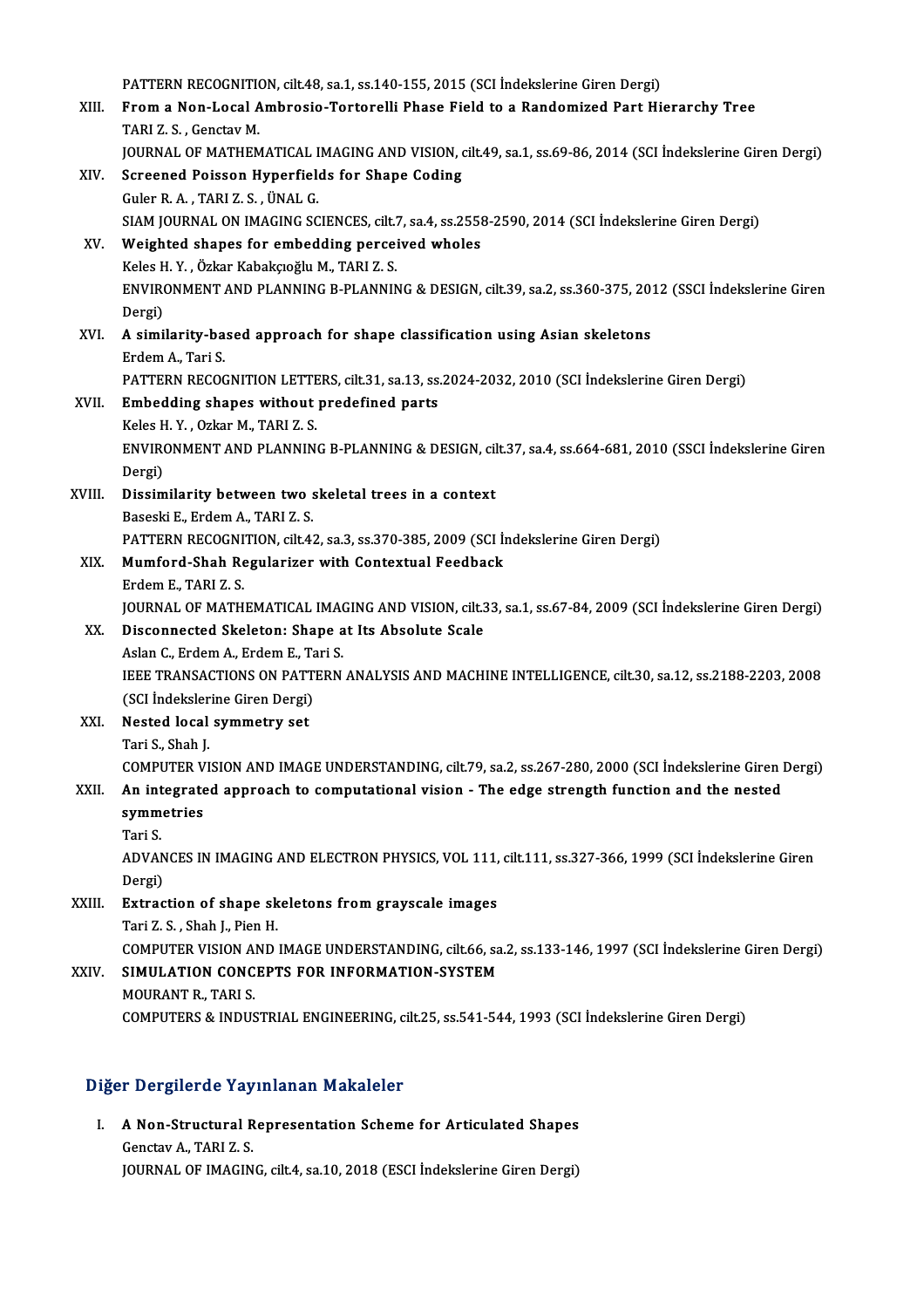PATTERN RECOGNITION, cilt.48, sa.1, ss.140-155, 2015 (SCI İndekslerine Giren Dergi)

XIII. **From a Non-Local Ambrosio-Tortorelli Phase Field to a Randomized Part Hierarchy Tree**
TARI Z. S. , Genctav M.
JOURNAL OF MATHEMATICAL IMAGING AND VISION, cilt.49, sa.1, ss.69-86, 2014 (SCI İndekslerine Giren Dergi)

XIV. **Screened Poisson Hyperfields for Shape Coding**
Guler R. A. , TARI Z. S. , ÜNAL G.
SIAM JOURNAL ON IMAGING SCIENCES, cilt.7, sa.4, ss.2558-2590, 2014 (SCI İndekslerine Giren Dergi)

XV. **Weighted shapes for embedding perceived wholes**
Keles H. Y. , Özkar Kabakçıoğlu M., TARI Z. S.
ENVIRONMENT AND PLANNING B-PLANNING & DESIGN, cilt.39, sa.2, ss.360-375, 2012 (SSCI İndekslerine Giren Dergi)

XVI. **A similarity-based approach for shape classification using Asian skeletons**
Erdem A., Tari S.
PATTERN RECOGNITION LETTERS, cilt.31, sa.13, ss.2024-2032, 2010 (SCI İndekslerine Giren Dergi)

XVII. **Embedding shapes without predefined parts**
Keles H. Y. , Ozkar M., TARI Z. S.
ENVIRONMENT AND PLANNING B-PLANNING & DESIGN, cilt.37, sa.4, ss.664-681, 2010 (SSCI İndekslerine Giren Dergi)

XVIII. **Dissimilarity between two skeletal trees in a context**
Baseski E., Erdem A., TARI Z. S.
PATTERN RECOGNITION, cilt.42, sa.3, ss.370-385, 2009 (SCI İndekslerine Giren Dergi)

XIX. **Mumford-Shah Regularizer with Contextual Feedback**
Erdem E., TARI Z. S.
JOURNAL OF MATHEMATICAL IMAGING AND VISION, cilt.33, sa.1, ss.67-84, 2009 (SCI İndekslerine Giren Dergi)

XX. **Disconnected Skeleton: Shape at Its Absolute Scale**
Aslan C., Erdem A., Erdem E., Tari S.
IEEE TRANSACTIONS ON PATTERN ANALYSIS AND MACHINE INTELLIGENCE, cilt.30, sa.12, ss.2188-2203, 2008 (SCI İndekslerine Giren Dergi)

XXI. **Nested local symmetry set**
Tari S., Shah J.
COMPUTER VISION AND IMAGE UNDERSTANDING, cilt.79, sa.2, ss.267-280, 2000 (SCI İndekslerine Giren Dergi)

XXII. **An integrated approach to computational vision - The edge strength function and the nested symmetries**
Tari S.
ADVANCES IN IMAGING AND ELECTRON PHYSICS, VOL 111, cilt.111, ss.327-366, 1999 (SCI İndekslerine Giren Dergi)

XXIII. **Extraction of shape skeletons from grayscale images**
Tari Z. S. , Shah J., Pien H.
COMPUTER VISION AND IMAGE UNDERSTANDING, cilt.66, sa.2, ss.133-146, 1997 (SCI İndekslerine Giren Dergi)

XXIV. **SIMULATION CONCEPTS FOR INFORMATION-SYSTEM**
MOURANT R., TARI S.
COMPUTERS & INDUSTRIAL ENGINEERING, cilt.25, ss.541-544, 1993 (SCI İndekslerine Giren Dergi)

## Diğer Dergilerde Yayınlanan Makaleler

I. **A Non-Structural Representation Scheme for Articulated Shapes**
Genctav A., TARI Z. S.
JOURNAL OF IMAGING, cilt.4, sa.10, 2018 (ESCI İndekslerine Giren Dergi)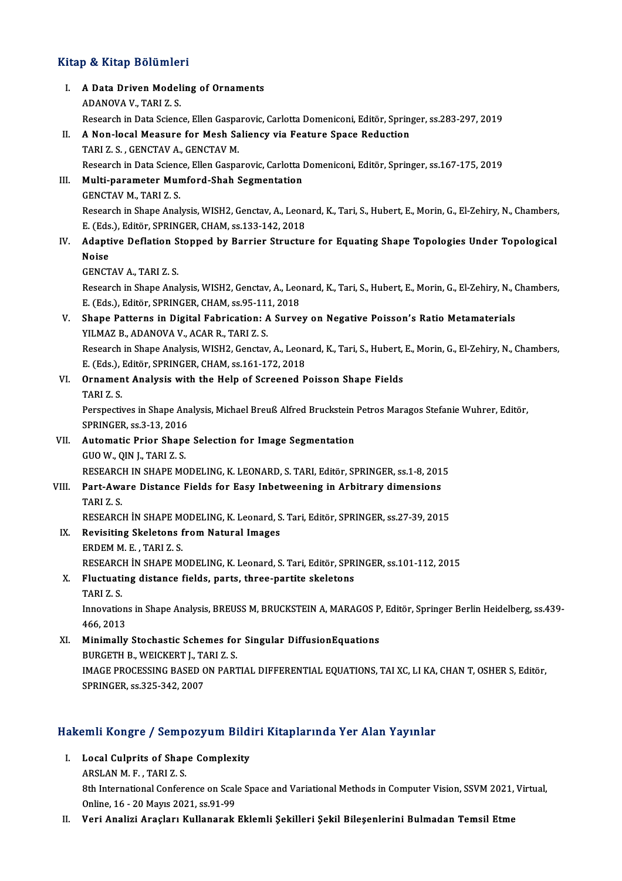## Kitap & Kitap Bölümleri

I. **A Data Driven Modeling of Ornaments**
ADANOVA V., TARI Z. S.
Research in Data Science, Ellen Gasparovic, Carlotta Domeniconi, Editör, Springer, ss.283-297, 2019

II. **A Non-local Measure for Mesh Saliency via Feature Space Reduction**
TARI Z. S. , GENCTAV A., GENCTAV M.
Research in Data Science, Ellen Gasparovic, Carlotta Domeniconi, Editör, Springer, ss.167-175, 2019

III. **Multi-parameter Mumford-Shah Segmentation**
GENCTAV M., TARI Z. S.
Research in Shape Analysis, WISH2, Genctav, A., Leonard, K., Tari, S., Hubert, E., Morin, G., El-Zehiry, N., Chambers, E. (Eds.), Editör, SPRINGER, CHAM, ss.133-142, 2018

IV. **Adaptive Deflation Stopped by Barrier Structure for Equating Shape Topologies Under Topological Noise**
GENCTAV A., TARI Z. S.
Research in Shape Analysis, WISH2, Genctav, A., Leonard, K., Tari, S., Hubert, E., Morin, G., El-Zehiry, N., Chambers, E. (Eds.), Editör, SPRINGER, CHAM, ss.95-111, 2018

V. **Shape Patterns in Digital Fabrication: A Survey on Negative Poisson's Ratio Metamaterials**
YILMAZ B., ADANOVA V., ACAR R., TARI Z. S.
Research in Shape Analysis, WISH2, Genctav, A., Leonard, K., Tari, S., Hubert, E., Morin, G., El-Zehiry, N., Chambers, E. (Eds.), Editör, SPRINGER, CHAM, ss.161-172, 2018

VI. **Ornament Analysis with the Help of Screened Poisson Shape Fields**
TARI Z. S.
Perspectives in Shape Analysis, Michael Breuß Alfred Bruckstein Petros Maragos Stefanie Wuhrer, Editör, SPRINGER, ss.3-13, 2016

VII. **Automatic Prior Shape Selection for Image Segmentation**
GUO W., QIN J., TARI Z. S.
RESEARCH IN SHAPE MODELING, K. LEONARD, S. TARI, Editör, SPRINGER, ss.1-8, 2015

VIII. **Part-Aware Distance Fields for Easy Inbetweening in Arbitrary dimensions**
TARI Z. S.
RESEARCH İN SHAPE MODELING, K. Leonard, S. Tari, Editör, SPRINGER, ss.27-39, 2015

IX. **Revisiting Skeletons from Natural Images**
ERDEM M. E. , TARI Z. S.
RESEARCH İN SHAPE MODELING, K. Leonard, S. Tari, Editör, SPRINGER, ss.101-112, 2015

X. **Fluctuating distance fields, parts, three-partite skeletons**
TARI Z. S.
Innovations in Shape Analysis, BREUSS M, BRUCKSTEIN A, MARAGOS P, Editör, Springer Berlin Heidelberg, ss.439-466, 2013

XI. **Minimally Stochastic Schemes for Singular DiffusionEquations**
BURGETH B., WEICKERT J., TARI Z. S.
IMAGE PROCESSING BASED ON PARTIAL DIFFERENTIAL EQUATIONS, TAI XC, LI KA, CHAN T, OSHER S, Editör, SPRINGER, ss.325-342, 2007

## Hakemli Kongre / Sempozyum Bildiri Kitaplarında Yer Alan Yayınlar

I. **Local Culprits of Shape Complexity**
ARSLAN M. F. , TARI Z. S.
8th International Conference on Scale Space and Variational Methods in Computer Vision, SSVM 2021, Virtual, Online, 16 - 20 Mayıs 2021, ss.91-99

II. **Veri Analizi Araçları Kullanarak Eklemli Şekilleri Şekil Bileşenlerini Bulmadan Temsil Etme**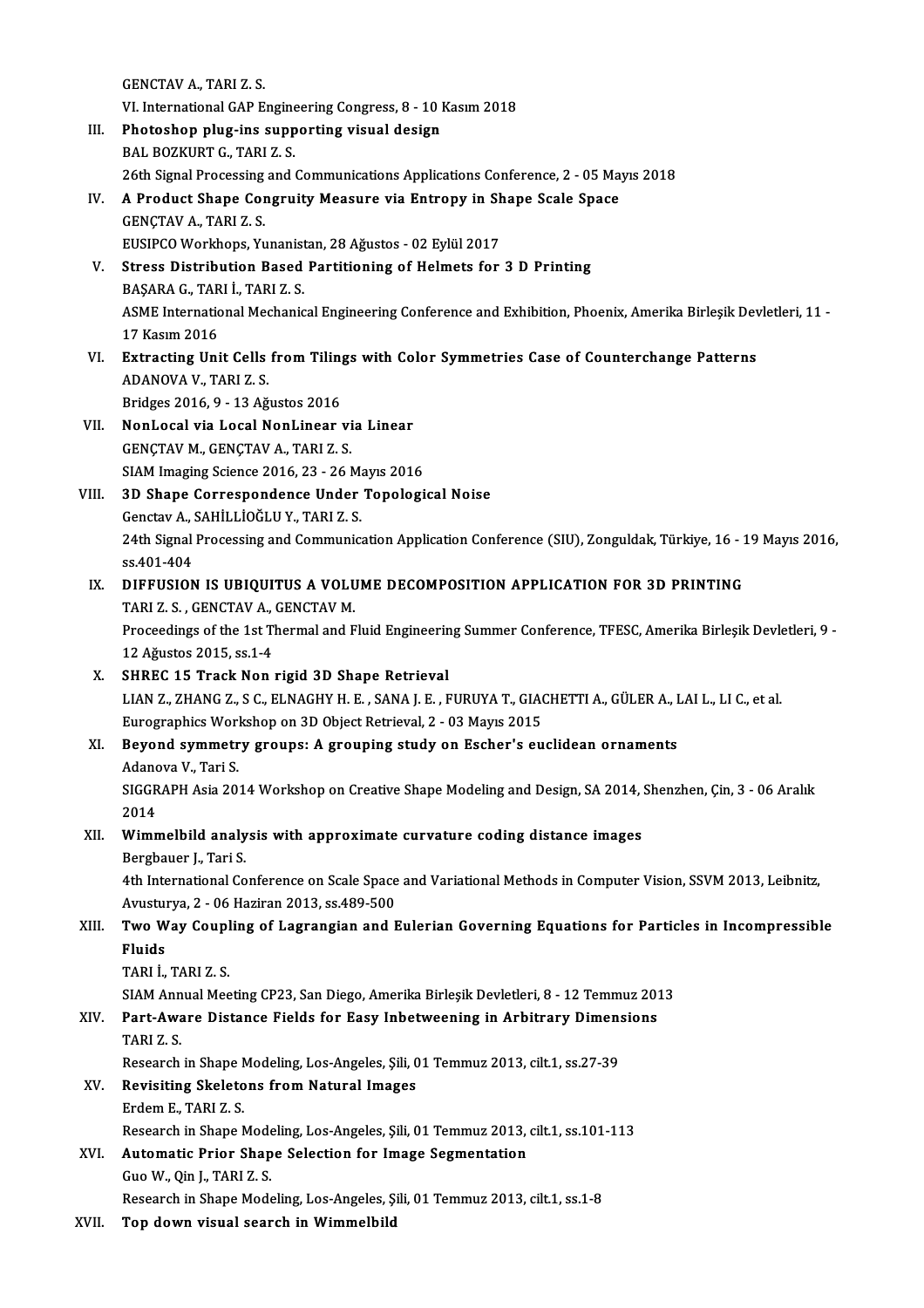GENCTAV A., TARI Z. S.
VI. International GAP Engineering Congress, 8 - 10 Kasım 2018

III. **Photoshop plug-ins supporting visual design**
BAL BOZKURT G., TARI Z. S.
26th Signal Processing and Communications Applications Conference, 2 - 05 Mayıs 2018

IV. **A Product Shape Congruity Measure via Entropy in Shape Scale Space**
GENÇTAV A., TARI Z. S.
EUSIPCO Workhops, Yunanistan, 28 Ağustos - 02 Eylül 2017

V. **Stress Distribution Based Partitioning of Helmets for 3 D Printing**
BAŞARA G., TARI İ., TARI Z. S.
ASME International Mechanical Engineering Conference and Exhibition, Phoenix, Amerika Birleşik Devletleri, 11 - 17 Kasım 2016

VI. **Extracting Unit Cells from Tilings with Color Symmetries Case of Counterchange Patterns**
ADANOVA V., TARI Z. S.
Bridges 2016, 9 - 13 Ağustos 2016

VII. **NonLocal via Local NonLinear via Linear**
GENÇTAV M., GENÇTAV A., TARI Z. S.
SIAM Imaging Science 2016, 23 - 26 Mayıs 2016

VIII. **3D Shape Correspondence Under Topological Noise**
Genctav A., SAHİLLİOĞLU Y., TARI Z. S.
24th Signal Processing and Communication Application Conference (SIU), Zonguldak, Türkiye, 16 - 19 Mayıs 2016, ss.401-404

IX. **DIFFUSION IS UBIQUITUS A VOLUME DECOMPOSITION APPLICATION FOR 3D PRINTING**
TARI Z. S. , GENCTAV A., GENCTAV M.
Proceedings of the 1st Thermal and Fluid Engineering Summer Conference, TFESC, Amerika Birleşik Devletleri, 9 - 12 Ağustos 2015, ss.1-4

X. **SHREC 15 Track Non rigid 3D Shape Retrieval**
LIAN Z., ZHANG Z., S C., ELNAGHY H. E. , SANA J. E. , FURUYA T., GIACHETTI A., GÜLER A., LAI L., LI C., et al.
Eurographics Workshop on 3D Object Retrieval, 2 - 03 Mayıs 2015

XI. **Beyond symmetry groups: A grouping study on Escher's euclidean ornaments**
Adanova V., Tari S.
SIGGRAPH Asia 2014 Workshop on Creative Shape Modeling and Design, SA 2014, Shenzhen, Çin, 3 - 06 Aralık 2014

XII. **Wimmelbild analysis with approximate curvature coding distance images**
Bergbauer J., Tari S.
4th International Conference on Scale Space and Variational Methods in Computer Vision, SSVM 2013, Leibnitz, Avusturya, 2 - 06 Haziran 2013, ss.489-500

XIII. **Two Way Coupling of Lagrangian and Eulerian Governing Equations for Particles in Incompressible Fluids**
TARI İ., TARI Z. S.
SIAM Annual Meeting CP23, San Diego, Amerika Birleşik Devletleri, 8 - 12 Temmuz 2013

XIV. **Part-Aware Distance Fields for Easy Inbetweening in Arbitrary Dimensions**
TARI Z. S.
Research in Shape Modeling, Los-Angeles, Şili, 01 Temmuz 2013, cilt.1, ss.27-39

XV. **Revisiting Skeletons from Natural Images**
Erdem E., TARI Z. S.
Research in Shape Modeling, Los-Angeles, Şili, 01 Temmuz 2013, cilt.1, ss.101-113

XVI. **Automatic Prior Shape Selection for Image Segmentation**
Guo W., Qin J., TARI Z. S.
Research in Shape Modeling, Los-Angeles, Şili, 01 Temmuz 2013, cilt.1, ss.1-8

XVII. **Top down visual search in Wimmelbild**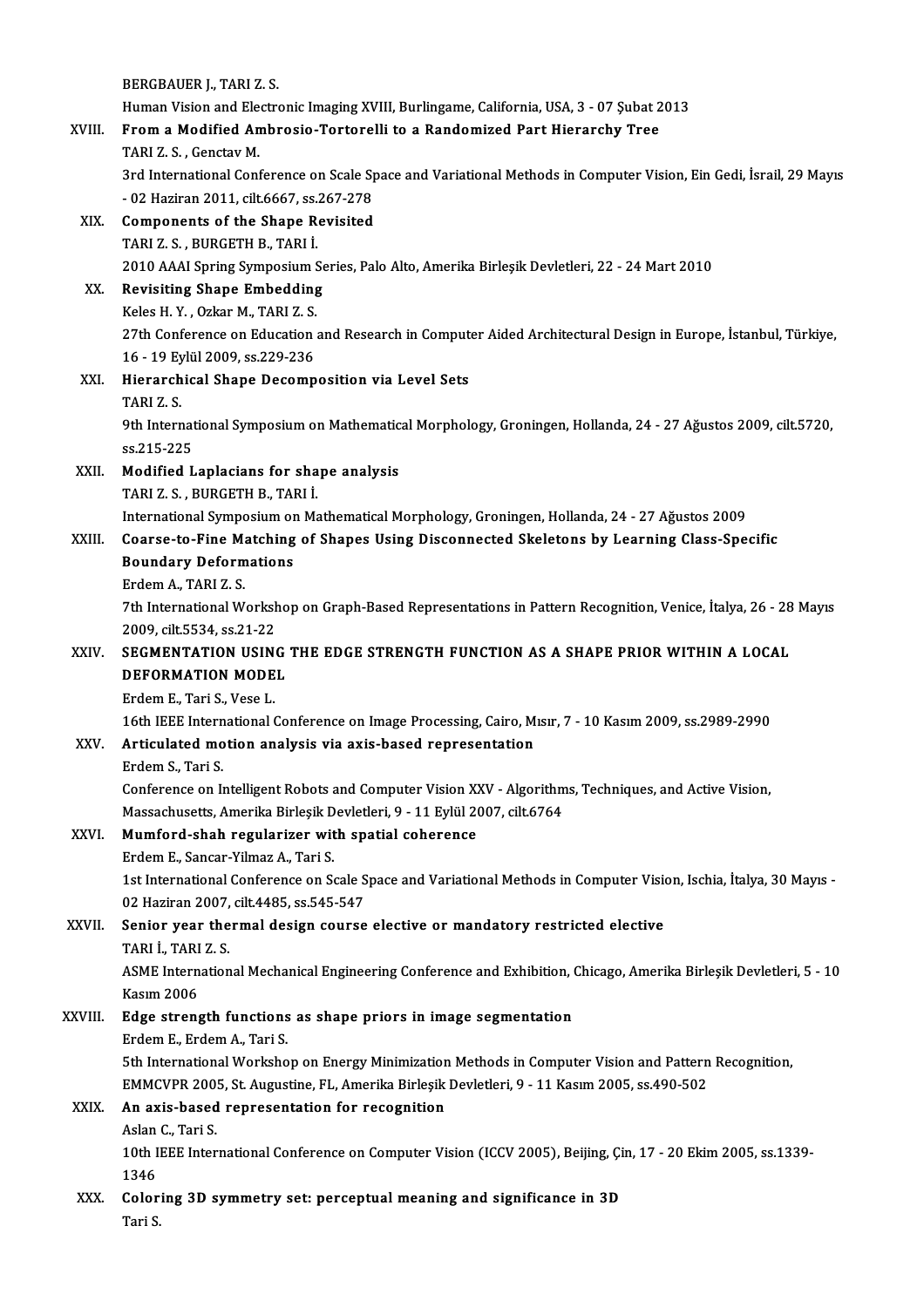BERGBAUER J., TARI Z. S.
Human Vision and Electronic Imaging XVIII, Burlingame, California, USA, 3 - 07 Şubat 2013

XVIII. **From a Modified Ambrosio-Tortorelli to a Randomized Part Hierarchy Tree**
TARI Z. S. , Genctav M.
3rd International Conference on Scale Space and Variational Methods in Computer Vision, Ein Gedi, İsrail, 29 Mayıs - 02 Haziran 2011, cilt.6667, ss.267-278

XIX. **Components of the Shape Revisited**
TARI Z. S. , BURGETH B., TARI İ.
2010 AAAI Spring Symposium Series, Palo Alto, Amerika Birleşik Devletleri, 22 - 24 Mart 2010

XX. **Revisiting Shape Embedding**
Keles H. Y. , Ozkar M., TARI Z. S.
27th Conference on Education and Research in Computer Aided Architectural Design in Europe, İstanbul, Türkiye, 16 - 19 Eylül 2009, ss.229-236

XXI. **Hierarchical Shape Decomposition via Level Sets**
TARI Z. S.
9th International Symposium on Mathematical Morphology, Groningen, Hollanda, 24 - 27 Ağustos 2009, cilt.5720, ss.215-225

XXII. **Modified Laplacians for shape analysis**
TARI Z. S. , BURGETH B., TARI İ.
International Symposium on Mathematical Morphology, Groningen, Hollanda, 24 - 27 Ağustos 2009

XXIII. **Coarse-to-Fine Matching of Shapes Using Disconnected Skeletons by Learning Class-Specific Boundary Deformations**
Erdem A., TARI Z. S.
7th International Workshop on Graph-Based Representations in Pattern Recognition, Venice, İtalya, 26 - 28 Mayıs 2009, cilt.5534, ss.21-22

XXIV. **SEGMENTATION USING THE EDGE STRENGTH FUNCTION AS A SHAPE PRIOR WITHIN A LOCAL DEFORMATION MODEL**
Erdem E., Tari S., Vese L.
16th IEEE International Conference on Image Processing, Cairo, Mısır, 7 - 10 Kasım 2009, ss.2989-2990

XXV. **Articulated motion analysis via axis-based representation**
Erdem S., Tari S.
Conference on Intelligent Robots and Computer Vision XXV - Algorithms, Techniques, and Active Vision, Massachusetts, Amerika Birleşik Devletleri, 9 - 11 Eylül 2007, cilt.6764

XXVI. **Mumford-shah regularizer with spatial coherence**
Erdem E., Sancar-Yilmaz A., Tari S.
1st International Conference on Scale Space and Variational Methods in Computer Vision, Ischia, İtalya, 30 Mayıs - 02 Haziran 2007, cilt.4485, ss.545-547

XXVII. **Senior year thermal design course elective or mandatory restricted elective**
TARI İ., TARI Z. S.
ASME International Mechanical Engineering Conference and Exhibition, Chicago, Amerika Birleşik Devletleri, 5 - 10 Kasım 2006

XXVIII. **Edge strength functions as shape priors in image segmentation**
Erdem E., Erdem A., Tari S.
5th International Workshop on Energy Minimization Methods in Computer Vision and Pattern Recognition, EMMCVPR 2005, St. Augustine, FL, Amerika Birleşik Devletleri, 9 - 11 Kasım 2005, ss.490-502

XXIX. **An axis-based representation for recognition**
Aslan C., Tari S.
10th IEEE International Conference on Computer Vision (ICCV 2005), Beijing, Çin, 17 - 20 Ekim 2005, ss.1339-1346

XXX. **Coloring 3D symmetry set: perceptual meaning and significance in 3D**
Tari S.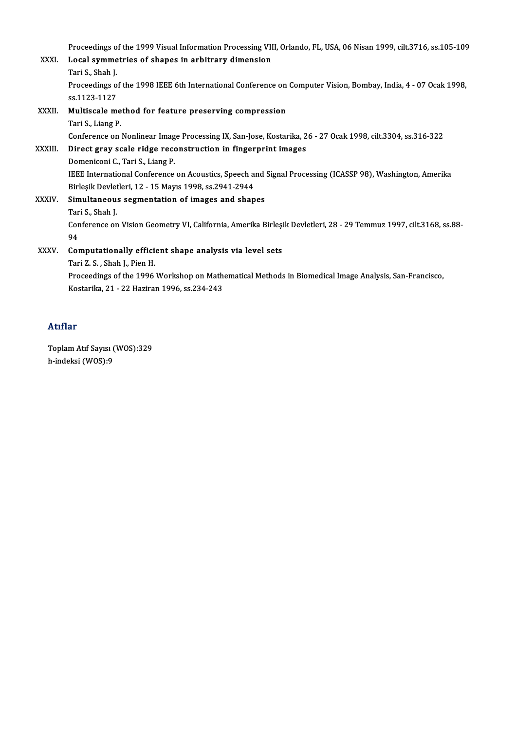Proceedings of the 1999 Visual Information Processing VIII, Orlando, FL, USA, 06 Nisan 1999, cilt.3716, ss.105-109

XXXI. **Local symmetries of shapes in arbitrary dimension**
Tari S., Shah J.
Proceedings of the 1998 IEEE 6th International Conference on Computer Vision, Bombay, India, 4 - 07 Ocak 1998, ss.1123-1127

XXXII. **Multiscale method for feature preserving compression**
Tari S., Liang P.
Conference on Nonlinear Image Processing IX, San-Jose, Kostarika, 26 - 27 Ocak 1998, cilt.3304, ss.316-322

XXXIII. **Direct gray scale ridge reconstruction in fingerprint images**
Domeniconi C., Tari S., Liang P.
IEEE International Conference on Acoustics, Speech and Signal Processing (ICASSP 98), Washington, Amerika Birleşik Devletleri, 12 - 15 Mayıs 1998, ss.2941-2944

XXXIV. **Simultaneous segmentation of images and shapes**
Tari S., Shah J.
Conference on Vision Geometry VI, California, Amerika Birleşik Devletleri, 28 - 29 Temmuz 1997, cilt.3168, ss.88-94

XXXV. **Computationally efficient shape analysis via level sets**
Tari Z. S. , Shah J., Pien H.
Proceedings of the 1996 Workshop on Mathematical Methods in Biomedical Image Analysis, San-Francisco, Kostarika, 21 - 22 Haziran 1996, ss.234-243

## Atıflar

Toplam Atıf Sayısı (WOS):329
h-indeksi (WOS):9